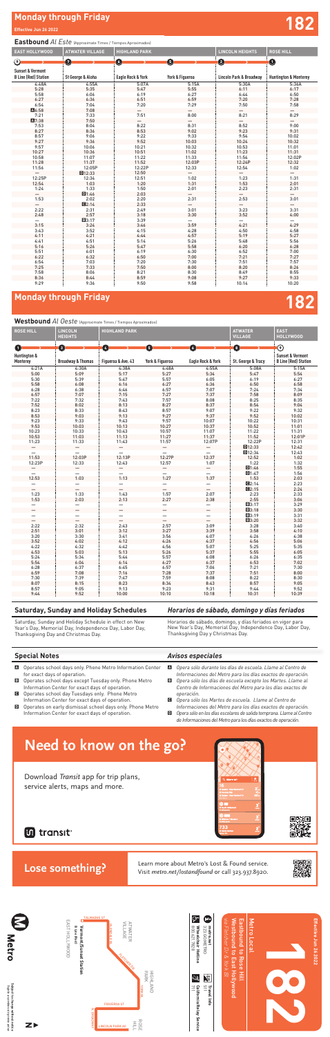# Monday through Friday

**Effective Jun 26 2022**

# 182

## Eastbound *Al Este* (Approximate Times / Tiempos Aproximados)

| EAST HOLLYWOOD | ATWATER VILLAGE | HIGHLAND PARK | | LINCOLN HEIGHTS | ROSE HILL |
|---|---|---|---|---|---|
| 9 | 7 | 6 | 5 | 2 | 1 |
| Sunset & Vermont B Line (Red) Station | St George & Aloha | Eagle Rock & York | York & Figueroa | Lincoln Park & Broadway | Huntington & Monterey |
| 4:48A | 4:55A | 5:07A | 5:15A | 5:30A | 5:36A |
| 5:28 | 5:35 | 5:47 | 5:55 | 6:11 | 6:17 |
| 5:58 | 6:06 | 6:19 | 6:27 | 6:44 | 6:50 |
| 6:27 | 6:36 | 6:51 | 6:59 | 7:20 | 7:28 |
| 6:54 | 7:04 | 7:20 | 7:29 | 7:50 | 7:58 |
| A 6:58 | 7:08 | — | — | — | — |
| 7:21 | 7:33 | 7:51 | 8:00 | 8:21 | 8:29 |
| A 7:38 | 7:50 | — | — | — | — |
| 7:53 | 8:04 | 8:22 | 8:31 | 8:52 | 9:00 |
| 8:27 | 8:36 | 8:53 | 9:02 | 9:23 | 9:31 |
| 8:57 | 9:06 | 9:22 | 9:33 | 9:54 | 10:02 |
| 9:27 | 9:36 | 9:52 | 10:03 | 10:24 | 10:32 |
| 9:57 | 10:06 | 10:21 | 10:32 | 10:53 | 11:01 |
| 10:27 | 10:36 | 10:51 | 11:02 | 11:23 | 11:31 |
| 10:58 | 11:07 | 11:22 | 11:33 | 11:54 | 12:02P |
| 11:28 | 11:37 | 11:52 | 12:03P | 12:24P | 12:32 |
| 11:56 | 12:05P | 12:22P | 12:33 | 12:54 | 1:02 |
| — | B 12:33 | 12:50 | — | — | — |
| 12:25P | 12:34 | 12:51 | 1:02 | 1:23 | 1:31 |
| 12:54 | 1:03 | 1:20 | 1:31 | 1:53 | 2:01 |
| 1:24 | 1:33 | 1:50 | 2:01 | 2:23 | 2:31 |
| — | D 1:46 | 2:03 | — | — | — |
| 1:53 | 2:02 | 2:20 | 2:31 | 2:53 | 3:01 |
| — | C 2:14 | 2:33 | — | — | — |
| 2:22 | 2:31 | 2:49 | 3:01 | 3:23 | 3:31 |
| 2:48 | 2:57 | 3:18 | 3:30 | 3:52 | 4:00 |
| — | B 3:17 | 3:39 | — | — | — |
| 3:15 | 3:24 | 3:46 | 3:59 | 4:21 | 4:29 |
| 3:43 | 3:52 | 4:15 | 4:28 | 4:50 | 4:58 |
| 4:11 | 4:21 | 4:44 | 4:57 | 5:19 | 5:27 |
| 4:41 | 4:51 | 5:14 | 5:26 | 5:48 | 5:56 |
| 5:16 | 5:26 | 5:47 | 5:58 | 6:20 | 6:28 |
| 5:51 | 6:01 | 6:19 | 6:30 | 6:52 | 7:00 |
| 6:22 | 6:32 | 6:50 | 7:00 | 7:21 | 7:29 |
| 6:54 | 7:03 | 7:20 | 7:30 | 7:51 | 7:57 |
| 7:25 | 7:33 | 7:50 | 8:00 | 8:20 | 8:26 |
| 7:58 | 8:06 | 8:21 | 8:30 | 8:49 | 8:55 |
| 8:36 | 8:44 | 8:59 | 9:08 | 9:27 | 9:33 |
| 9:29 | 9:36 | 9:50 | 9:58 | 10:14 | 10:20 |

# Monday through Friday

# 182

## Westbound *Al Oeste* (Approximate Times / Tiempos Aproximados)

| ROSE HILL | LINCOLN HEIGHTS | HIGHLAND PARK | | | ATWATER VILLAGE | EAST HOLLYWOOD |
|---|---|---|---|---|---|---|
| 1 | 2 | 4 | 5 | 6 | 8 | 9 |
| Huntington & Monterey | Broadway & Thomas | Figueroa & Ave. 43 | York & Figueroa | Eagle Rock & York | St. George & Tracy | Sunset & Vermont B Line (Red) Station |
| 4:21A | 4:30A | 4:38A | 4:48A | 4:55A | 5:08A | 5:15A |
| 5:00 | 5:09 | 5:17 | 5:27 | 5:34 | 5:47 | 5:54 |
| 5:30 | 5:39 | 5:47 | 5:57 | 6:05 | 6:19 | 6:27 |
| 5:58 | 6:08 | 6:16 | 6:27 | 6:36 | 6:50 | 6:58 |
| 6:28 | 6:38 | 6:46 | 6:57 | 7:07 | 7:24 | 7:34 |
| 6:57 | 7:07 | 7:15 | 7:27 | 7:37 | 7:58 | 8:09 |
| 7:22 | 7:32 | 7:43 | 7:57 | 8:08 | 8:25 | 8:35 |
| 7:52 | 8:02 | 8:13 | 8:27 | 8:37 | 8:55 | 9:04 |
| 8:23 | 8:33 | 8:43 | 8:57 | 9:07 | 9:22 | 9:32 |
| 8:53 | 9:03 | 9:13 | 9:27 | 9:37 | 9:52 | 10:02 |
| 9:23 | 9:33 | 9:43 | 9:57 | 10:07 | 10:22 | 10:31 |
| 9:53 | 10:03 | 10:13 | 10:27 | 10:37 | 10:52 | 11:01 |
| 10:23 | 10:33 | 10:43 | 10:57 | 11:07 | 11:22 | 11:31 |
| 10:53 | 11:03 | 11:13 | 11:27 | 11:37 | 11:52 | 12:01P |
| 11:23 | 11:33 | 11:43 | 11:57 | 12:07P | 12:22P | 12:31 |
| — | — | — | — | — | B 12:33 | 12:42 |
| — | — | — | — | — | B 12:34 | 12:44 |
| 11:53 | 12:03P | 12:13P | 12:27P | 12:37 | 12:52 | 1:02 |
| 12:23P | 12:33 | 12:43 | 12:57 | 1:07 | 1:22 | 1:32 |
| — | — | — | — | — | D 1:46 | 1:55 |
| — | — | — | — | — | D 1:47 | 1:56 |
| 12:53 | 1:03 | 1:13 | 1:27 | 1:37 | 1:53 | 2:03 |
| — | — | — | — | — | C 2:14 | 2:23 |
| — | — | — | — | — | C 2:15 | 2:24 |
| 1:23 | 1:33 | 1:43 | 1:57 | 2:07 | 2:23 | 2:33 |
| 1:53 | 2:03 | 2:13 | 2:27 | 2:38 | 2:55 | 3:06 |
| — | — | — | — | — | B 3:17 | 3:29 |
| — | — | — | — | — | B 3:18 | 3:30 |
| — | — | — | — | — | B 3:19 | 3:31 |
| — | — | — | — | — | B 3:20 | 3:32 |
| 2:22 | 2:32 | 2:43 | 2:57 | 3:09 | 3:28 | 3:40 |
| 2:51 | 3:01 | 3:12 | 3:27 | 3:39 | 3:58 | 4:10 |
| 3:20 | 3:30 | 3:41 | 3:56 | 4:07 | 4:26 | 4:38 |
| 3:52 | 4:02 | 4:12 | 4:26 | 4:37 | 4:56 | 5:06 |
| 4:22 | 4:32 | 4:42 | 4:56 | 5:07 | 5:25 | 5:35 |
| 4:53 | 5:03 | 5:13 | 5:26 | 5:37 | 5:55 | 6:05 |
| 5:24 | 5:34 | 5:44 | 5:57 | 6:08 | 6:26 | 6:35 |
| 5:54 | 6:04 | 6:14 | 6:27 | 6:37 | 6:53 | 7:02 |
| 6:28 | 6:37 | 6:45 | 6:57 | 7:06 | 7:21 | 7:30 |
| 6:59 | 7:08 | 7:16 | 7:28 | 7:37 | 7:51 | 8:00 |
| 7:30 | 7:39 | 7:47 | 7:59 | 8:08 | 8:22 | 8:30 |
| 8:07 | 8:15 | 8:23 | 8:34 | 8:43 | 8:57 | 9:05 |
| 8:57 | 9:05 | 9:13 | 9:23 | 9:31 | 9:44 | 9:52 |
| 9:44 | 9:52 | 10:00 | 10:10 | 10:18 | 10:31 | 10:39 |

## Saturday, Sunday and Holiday Schedules

Saturday, Sunday and Holiday Schedule in effect on New Year's Day, Memorial Day, Independence Day, Labor Day, Thanksgiving Day and Christmas Day.

## *Horarios de sábado, domingo y días feriados*

*Horarios de sábado, domingo, y días feriados en vigor para New Year's Day, Memorial Day, Independence Day, Labor Day, Thanksgiving Day y Christmas Day.*

## Special Notes

- **A** Operates school days only. Phone Metro Information Center for exact days of operation.
- **B** Operates school days except Tuesday only. Phone Metro Information Center for exact days of operation.
- **C** Operates school days Tuesdays only. Phone Metro Information Center for exact days of operation.
- **D** Operates on early dismissal school days only. Phone Metro Information Center for exact days of operation.

## *Avisos especiales*

- **A** *Opera sólo durante los días de escuela. Llame al Centro de Informaciones del Metro para los días exactos de operación.*
- **B** *Opera sólo los días de escuela excepto los Martes. Llame al Centro de Informaciones del Metro para los días exactos de operación.*
- **C** *Opera sólo los Martes de escuela. Llame al Centro de Informaciones del Metro para los días exactos de operación.*
- **D** *Opera sólo en los días escolares de salida temprana. Llame al Centro de Informaciones del Metro para los días exactos de operación.*

# Need to know on the go?

Download *Transit* app for trip plans, service alerts, maps and more.

transit

## Lose something?

Learn more about Metro's Lost & Found service. Visit *metro.net/lostandfound* or call 323.937.8920.

Metro

Effective Jun 26 2022

# 182

Metro Local

Eastbound to Rose Hill

Westbound to East Hollywood

*via Fletcher Dr & York Bl*

metro.net 323.GO.METRO

Travel Info 511

Wheelchair Hotline 800.621.7828

California Relay Service 711

Subject to change without notice
*Sujeto a cambios sin previo aviso*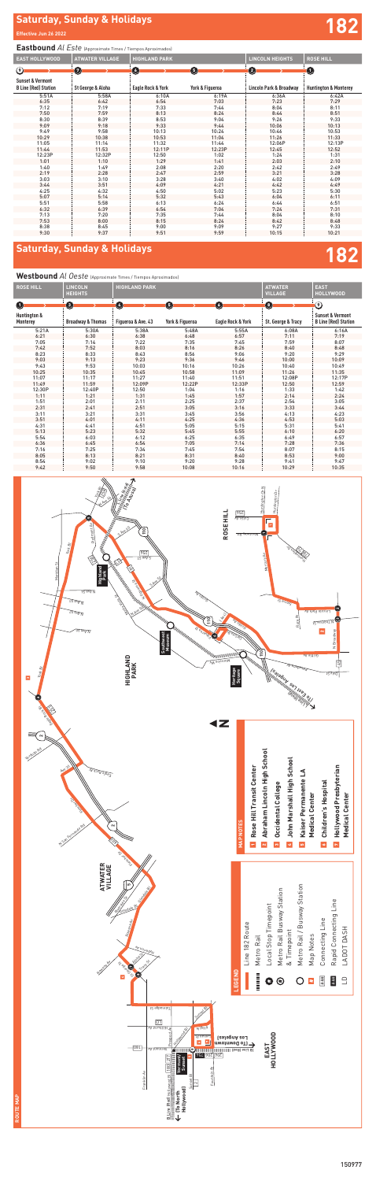# Saturday, Sunday & Holidays

**182**

Effective Jun 26 2022

## Eastbound *Al Este* (Approximate Times / Tiempos Aproximados)

| EAST HOLLYWOOD | ATWATER VILLAGE | HIGHLAND PARK | | LINCOLN HEIGHTS | ROSE HILL |
|---|---|---|---|---|---|
| 1 | 2 | 3 | 4 | 5 | 6 |
| Sunset & Vermont B Line (Red) Station | St George & Aloha | Eagle Rock & York | York & Figueroa | Lincoln Park & Broadway | Huntington & Monterey |
| 5:51A | 5:58A | 6:10A | 6:19A | 6:36A | 6:42A |
| 6:35 | 6:42 | 6:54 | 7:03 | 7:23 | 7:29 |
| 7:12 | 7:19 | 7:33 | 7:44 | 8:04 | 8:11 |
| 7:50 | 7:59 | 8:13 | 8:24 | 8:44 | 8:51 |
| 8:30 | 8:39 | 8:53 | 9:04 | 9:26 | 9:33 |
| 9:09 | 9:18 | 9:33 | 9:44 | 10:06 | 10:13 |
| 9:49 | 9:58 | 10:13 | 10:24 | 10:46 | 10:53 |
| 10:29 | 10:38 | 10:53 | 11:04 | 11:26 | 11:33 |
| 11:05 | 11:14 | 11:32 | 11:44 | 12:06P | 12:13P |
| 11:44 | 11:53 | 12:11P | 12:23P | 12:45 | 12:52 |
| 12:23P | 12:32P | 12:50 | 1:02 | 1:24 | 1:31 |
| 1:01 | 1:10 | 1:29 | 1:41 | 2:03 | 2:10 |
| 1:40 | 1:49 | 2:08 | 2:20 | 2:42 | 2:49 |
| 2:19 | 2:28 | 2:47 | 2:59 | 3:21 | 3:28 |
| 3:03 | 3:10 | 3:28 | 3:40 | 4:02 | 4:09 |
| 3:44 | 3:51 | 4:09 | 4:21 | 4:42 | 4:49 |
| 4:25 | 4:32 | 4:50 | 5:02 | 5:23 | 5:30 |
| 5:07 | 5:14 | 5:32 | 5:43 | 6:04 | 6:11 |
| 5:51 | 5:58 | 6:13 | 6:24 | 6:44 | 6:51 |
| 6:32 | 6:39 | 6:54 | 7:04 | 7:24 | 7:31 |
| 7:13 | 7:20 | 7:35 | 7:44 | 8:04 | 8:10 |
| 7:53 | 8:00 | 8:15 | 8:24 | 8:42 | 8:48 |
| 8:38 | 8:45 | 9:00 | 9:09 | 9:27 | 9:33 |
| 9:30 | 9:37 | 9:51 | 9:59 | 10:15 | 10:21 |

# Saturday, Sunday & Holidays

**182**

## Westbound *Al Oeste* (Approximate Times / Tiempos Aproximados)

| ROSE HILL | LINCOLN HEIGHTS | HIGHLAND PARK | | | ATWATER VILLAGE | EAST HOLLYWOOD |
|---|---|---|---|---|---|---|
| 6 | 5 | 4 | 3 | 2 | 2 | 1 |
| Huntington & Monterey | Broadway & Thomas | Figueroa & Ave. 43 | York & Figueroa | Eagle Rock & York | St. George & Tracy | Sunset & Vermont B Line (Red) Station |
| 5:21A | 5:30A | 5:38A | 5:48A | 5:55A | 6:08A | 6:16A |
| 6:21 | 6:30 | 6:38 | 6:48 | 6:57 | 7:11 | 7:19 |
| 7:05 | 7:14 | 7:22 | 7:35 | 7:45 | 7:59 | 8:07 |
| 7:42 | 7:52 | 8:03 | 8:16 | 8:26 | 8:40 | 8:48 |
| 8:23 | 8:33 | 8:43 | 8:56 | 9:06 | 9:20 | 9:29 |
| 9:03 | 9:13 | 9:23 | 9:36 | 9:46 | 10:00 | 10:09 |
| 9:43 | 9:53 | 10:03 | 10:16 | 10:26 | 10:40 | 10:49 |
| 10:25 | 10:35 | 10:45 | 10:58 | 11:09 | 11:26 | 11:35 |
| 11:07 | 11:17 | 11:27 | 11:40 | 11:51 | 12:08P | 12:17P |
| 11:49 | 11:59 | 12:09P | 12:22P | 12:33P | 12:50 | 12:59 |
| 12:30P | 12:40P | 12:50 | 1:04 | 1:16 | 1:33 | 1:42 |
| 1:11 | 1:21 | 1:31 | 1:45 | 1:57 | 2:14 | 2:24 |
| 1:51 | 2:01 | 2:11 | 2:25 | 2:37 | 2:54 | 3:05 |
| 2:31 | 2:41 | 2:51 | 3:05 | 3:16 | 3:33 | 3:44 |
| 3:11 | 3:21 | 3:31 | 3:45 | 3:56 | 4:13 | 4:23 |
| 3:51 | 4:01 | 4:11 | 4:25 | 4:36 | 4:53 | 5:03 |
| 4:31 | 4:41 | 4:51 | 5:05 | 5:15 | 5:31 | 5:41 |
| 5:13 | 5:23 | 5:32 | 5:45 | 5:55 | 6:10 | 6:20 |
| 5:54 | 6:03 | 6:12 | 6:25 | 6:35 | 6:49 | 6:57 |
| 6:36 | 6:45 | 6:54 | 7:05 | 7:14 | 7:28 | 7:36 |
| 7:16 | 7:25 | 7:34 | 7:45 | 7:54 | 8:07 | 8:15 |
| 8:05 | 8:13 | 8:21 | 8:31 | 8:40 | 8:53 | 9:00 |
| 8:54 | 9:02 | 9:10 | 9:20 | 9:28 | 9:41 | 9:47 |
| 9:42 | 9:50 | 9:58 | 10:08 | 10:16 | 10:29 | 10:35 |

ROUTE MAP

MAP NOTES
1. Rose Hill Transit Center
2. Abraham Lincoln High School
3. Occidental College
4. John Marshall High School
5. Kaiser Permanente LA Medical Center
6. Children's Hospital
7. Hollywood Presbyterian Medical Center

LEGEND
- Line 182 Route
- Metro Rail
- Local Stop Timepoint
- Metro Rail Busway Station & Timepoint
- Metro Rail / Busway Station
- Map Notes
- Connecting Line
- Rapid Connecting Line
- LADOT DASH

150977